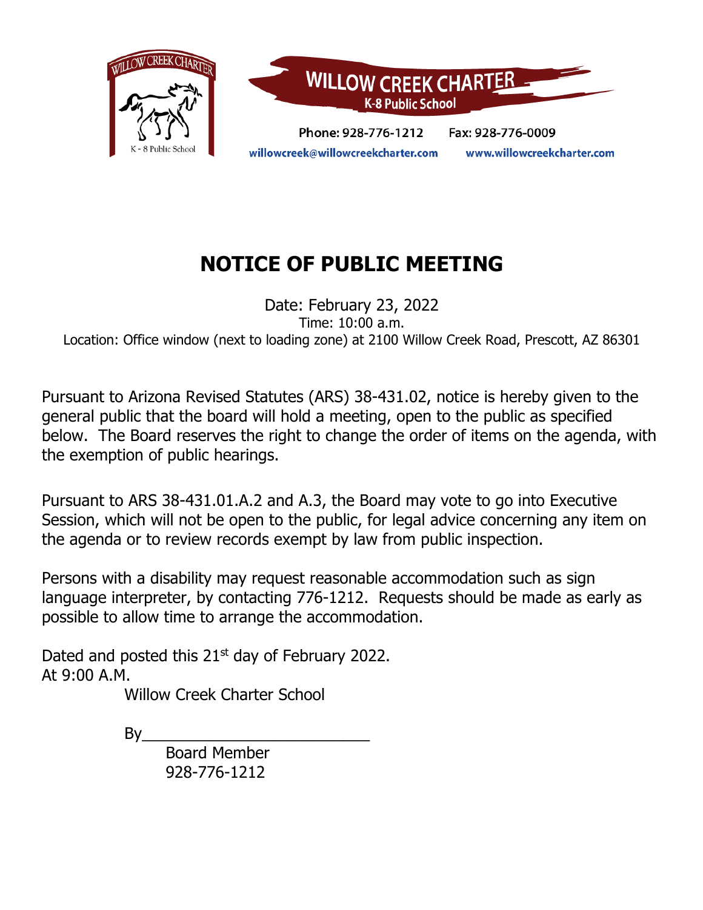WILLOW CREEK CHARTER

K-8 Public School

Phone: 928-776-1212 Fax: 928-776-0009

willowcreek@willowcreekcharter.com www.willowcreekcharter.com

# NOTICE OF PUBLIC MEETING

Date: February 23, 2022

Time: 10:00 a.m.

Location: Office window (next to loading zone) at 2100 Willow Creek Road, Prescott, AZ 86301

Pursuant to Arizona Revised Statutes (ARS) 38-431.02, notice is hereby given to the general public that the board will hold a meeting, open to the public as specified below. The Board reserves the right to change the order of items on the agenda, with the exemption of public hearings.

Pursuant to ARS 38-431.01.A.2 and A.3, the Board may vote to go into Executive Session, which will not be open to the public, for legal advice concerning any item on the agenda or to review records exempt by law from public inspection.

Persons with a disability may request reasonable accommodation such as sign language interpreter, by contacting 776-1212. Requests should be made as early as possible to allow time to arrange the accommodation.

Dated and posted this 21st day of February 2022.
At 9:00 A.M.

Willow Creek Charter School

By___________________________

Board Member
928-776-1212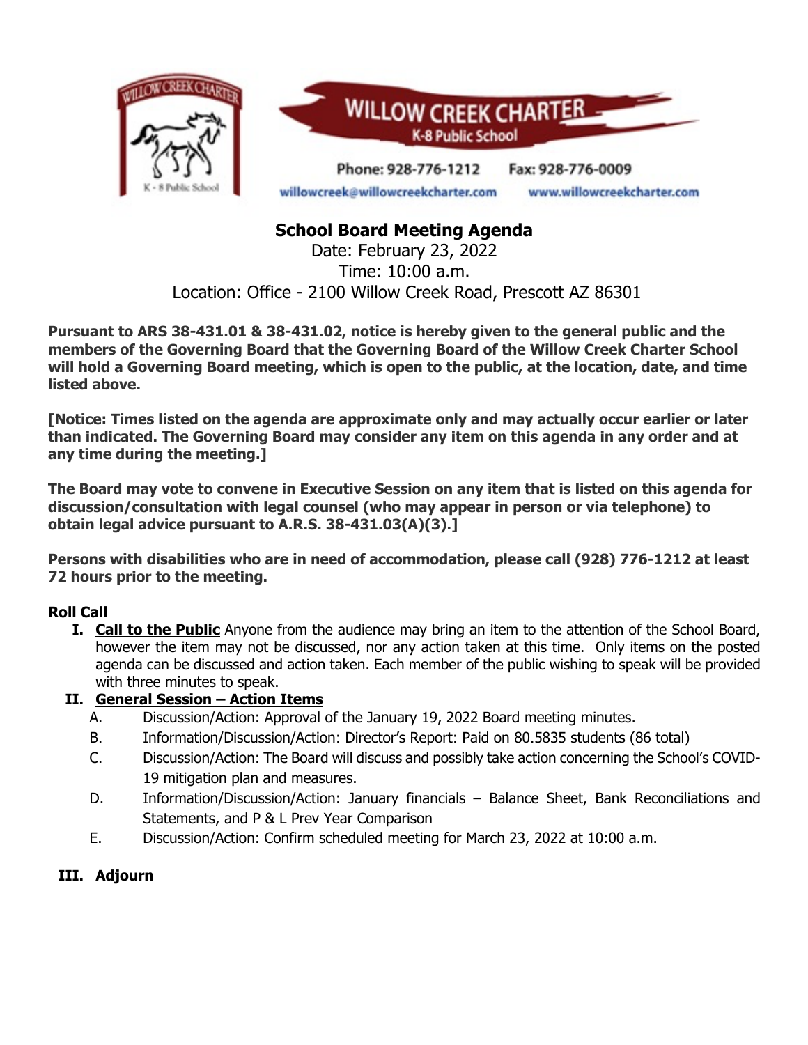WILLOW CREEK CHARTER

K-8 Public School

Phone: 928-776-1212 Fax: 928-776-0009

willowcreek@willowcreekcharter.com www.willowcreekcharter.com

# School Board Meeting Agenda

Date: February 23, 2022

Time: 10:00 a.m.

Location: Office - 2100 Willow Creek Road, Prescott AZ 86301

**Pursuant to ARS 38-431.01 & 38-431.02, notice is hereby given to the general public and the members of the Governing Board that the Governing Board of the Willow Creek Charter School will hold a Governing Board meeting, which is open to the public, at the location, date, and time listed above.**

**[Notice: Times listed on the agenda are approximate only and may actually occur earlier or later than indicated. The Governing Board may consider any item on this agenda in any order and at any time during the meeting.]**

**The Board may vote to convene in Executive Session on any item that is listed on this agenda for discussion/consultation with legal counsel (who may appear in person or via telephone) to obtain legal advice pursuant to A.R.S. 38-431.03(A)(3).]**

**Persons with disabilities who are in need of accommodation, please call (928) 776-1212 at least 72 hours prior to the meeting.**

**Roll Call**

**I. Call to the Public** Anyone from the audience may bring an item to the attention of the School Board, however the item may not be discussed, nor any action taken at this time. Only items on the posted agenda can be discussed and action taken. Each member of the public wishing to speak will be provided with three minutes to speak.

**II. General Session – Action Items**

- A. Discussion/Action: Approval of the January 19, 2022 Board meeting minutes.
- B. Information/Discussion/Action: Director's Report: Paid on 80.5835 students (86 total)
- C. Discussion/Action: The Board will discuss and possibly take action concerning the School's COVID-19 mitigation plan and measures.
- D. Information/Discussion/Action: January financials – Balance Sheet, Bank Reconciliations and Statements, and P & L Prev Year Comparison
- E. Discussion/Action: Confirm scheduled meeting for March 23, 2022 at 10:00 a.m.

**III. Adjourn**